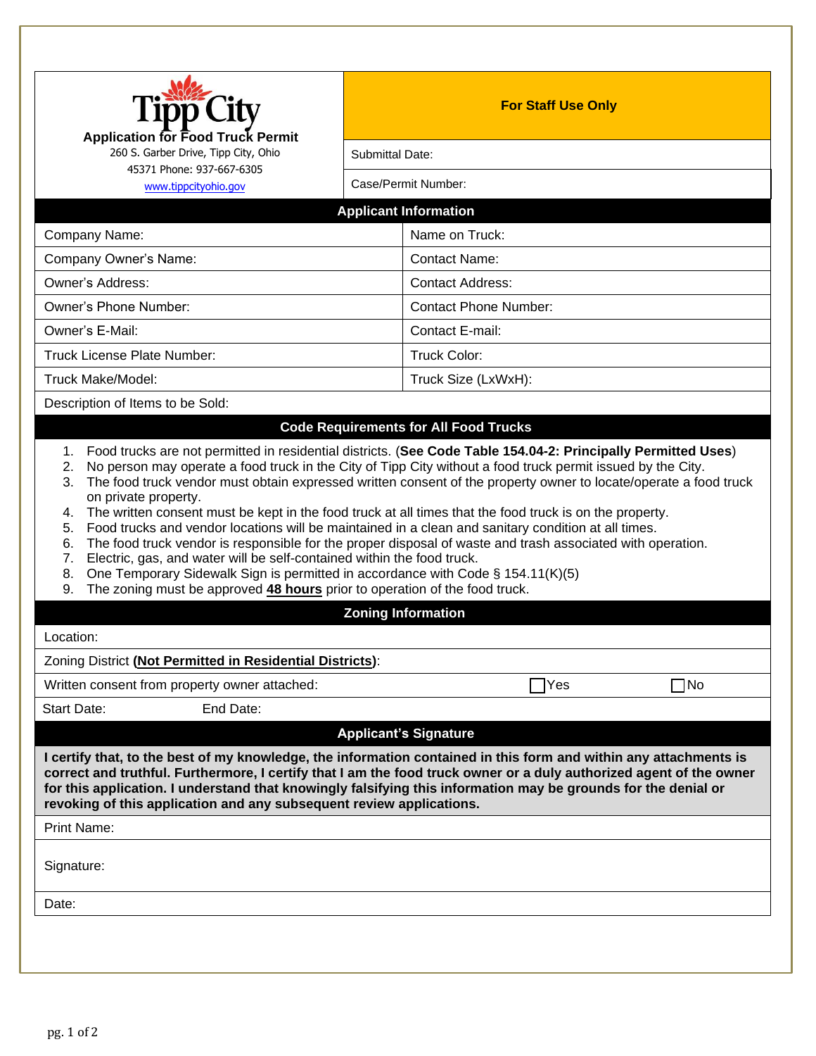# Tipp City

## Application for Food Truck Permit

260 S. Garber Drive, Tipp City, Ohio 45371 Phone: 937-667-6305

www.tippcityohio.gov

| For Staff Use Only |
|---|
| Submittal Date: |
| Case/Permit Number: |

## Applicant Information

| | |
|---|---|
| Company Name: | Name on Truck: |
| Company Owner's Name: | Contact Name: |
| Owner's Address: | Contact Address: |
| Owner's Phone Number: | Contact Phone Number: |
| Owner's E-Mail: | Contact E-mail: |
| Truck License Plate Number: | Truck Color: |
| Truck Make/Model: | Truck Size (LxWxH): |
| Description of Items to be Sold: | |

## Code Requirements for All Food Trucks

1. Food trucks are not permitted in residential districts. (**See Code Table 154.04-2: Principally Permitted Uses**)
2. No person may operate a food truck in the City of Tipp City without a food truck permit issued by the City.
3. The food truck vendor must obtain expressed written consent of the property owner to locate/operate a food truck on private property.
4. The written consent must be kept in the food truck at all times that the food truck is on the property.
5. Food trucks and vendor locations will be maintained in a clean and sanitary condition at all times.
6. The food truck vendor is responsible for the proper disposal of waste and trash associated with operation.
7. Electric, gas, and water will be self-contained within the food truck.
8. One Temporary Sidewalk Sign is permitted in accordance with Code § 154.11(K)(5)
9. The zoning must be approved **48 hours** prior to operation of the food truck.

## Zoning Information

Location:

Zoning District **(Not Permitted in Residential Districts)**:

Written consent from property owner attached: ☐ Yes ☐ No

Start Date: End Date:

## Applicant's Signature

**I certify that, to the best of my knowledge, the information contained in this form and within any attachments is correct and truthful. Furthermore, I certify that I am the food truck owner or a duly authorized agent of the owner for this application. I understand that knowingly falsifying this information may be grounds for the denial or revoking of this application and any subsequent review applications.**

Print Name:

Signature:

Date: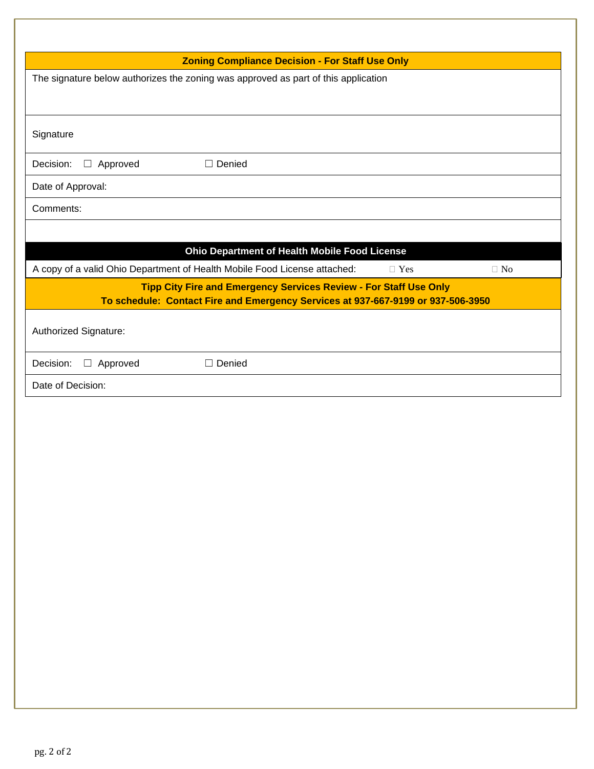| Zoning Compliance Decision - For Staff Use Only | |
|---|---|
| The signature below authorizes the zoning was approved as part of this application | |
| Signature | |
| Decision: ☐ Approved | ☐ Denied |
| Date of Approval: | |
| Comments: | |
| | |

| Ohio Department of Health Mobile Food License | | |
|---|---|---|
| A copy of a valid Ohio Department of Health Mobile Food License attached: | ☐ Yes | ☐ No |

| Tipp City Fire and Emergency Services Review - For Staff Use Only<br>To schedule: Contact Fire and Emergency Services at 937-667-9199 or 937-506-3950 | |
|---|---|
| Authorized Signature: | |
| Decision: ☐ Approved | ☐ Denied |
| Date of Decision: | |